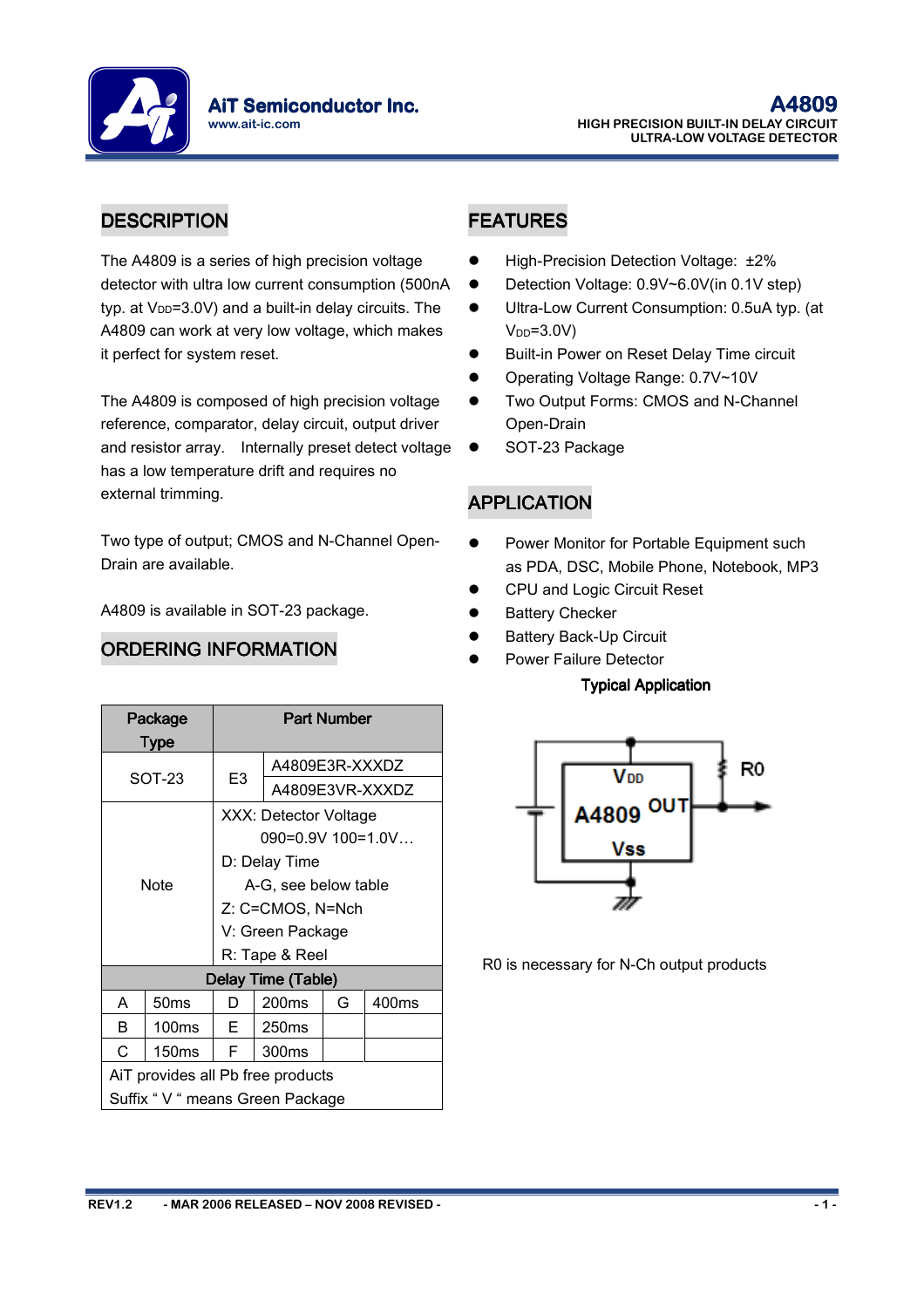# A4809

**HIGH PRECISION BUILT-IN DELAY CIRCUIT**
**ULTRA-LOW VOLTAGE DETECTOR**

## DESCRIPTION

The A4809 is a series of high precision voltage detector with ultra low current consumption (500nA typ. at $V_{DD}$=3.0V) and a built-in delay circuits. The A4809 can work at very low voltage, which makes it perfect for system reset.

The A4809 is composed of high precision voltage reference, comparator, delay circuit, output driver and resistor array. Internally preset detect voltage has a low temperature drift and requires no external trimming.

Two type of output; CMOS and N-Channel Open-Drain are available.

A4809 is available in SOT-23 package.

## ORDERING INFORMATION

| Package Type | Part Number | | | | |
|---|---|---|---|---|---|
| SOT-23 | E3 | A4809E3R-XXXDZ | | | |
| | | A4809E3VR-XXXDZ | | | |
| Note | XXX: Detector Voltage<br>090=0.9V 100=1.0V…<br>D: Delay Time<br>A-G, see below table<br>Z: C=CMOS, N=Nch<br>V: Green Package<br>R: Tape & Reel | | | | |
| Delay Time (Table) | | | | | |
| A | 50ms | D | 200ms | G | 400ms |
| B | 100ms | E | 250ms | | |
| C | 150ms | F | 300ms | | |
| AiT provides all Pb free products<br>Suffix " V " means Green Package | | | | | |

## FEATURES

- High-Precision Detection Voltage: ±2%
- Detection Voltage: 0.9V~6.0V(in 0.1V step)
- Ultra-Low Current Consumption: 0.5uA typ. (at $V_{DD}$=3.0V)
- Built-in Power on Reset Delay Time circuit
- Operating Voltage Range: 0.7V~10V
- Two Output Forms: CMOS and N-Channel Open-Drain
- SOT-23 Package

## APPLICATION

- Power Monitor for Portable Equipment such as PDA, DSC, Mobile Phone, Notebook, MP3
- CPU and Logic Circuit Reset
- Battery Checker
- Battery Back-Up Circuit
- Power Failure Detector

**Typical Application**

R0 is necessary for N-Ch output products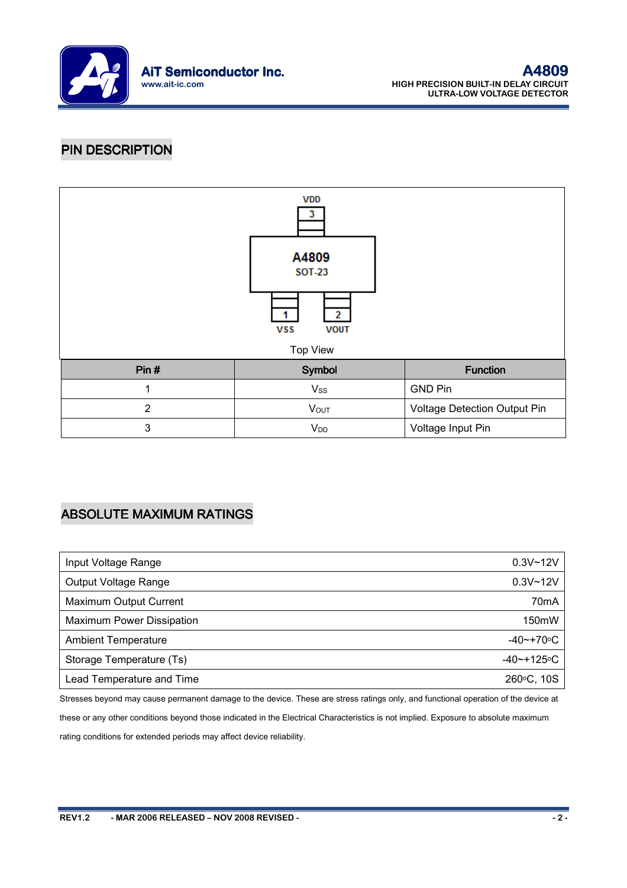## PIN DESCRIPTION

VDD 3

A4809
SOT-23

1 VSS 2 VOUT

Top View

| Pin # | Symbol | Function |
|---|---|---|
| 1 | $V_{SS}$ | GND Pin |
| 2 | $V_{OUT}$ | Voltage Detection Output Pin |
| 3 | $V_{DD}$ | Voltage Input Pin |

## ABSOLUTE MAXIMUM RATINGS

| | |
|---|---|
| Input Voltage Range | 0.3V~12V |
| Output Voltage Range | 0.3V~12V |
| Maximum Output Current | 70mA |
| Maximum Power Dissipation | 150mW |
| Ambient Temperature | -40~+70°C |
| Storage Temperature (Ts) | -40~+125°C |
| Lead Temperature and Time | 260°C, 10S |

Stresses beyond may cause permanent damage to the device. These are stress ratings only, and functional operation of the device at these or any other conditions beyond those indicated in the Electrical Characteristics is not implied. Exposure to absolute maximum rating conditions for extended periods may affect device reliability.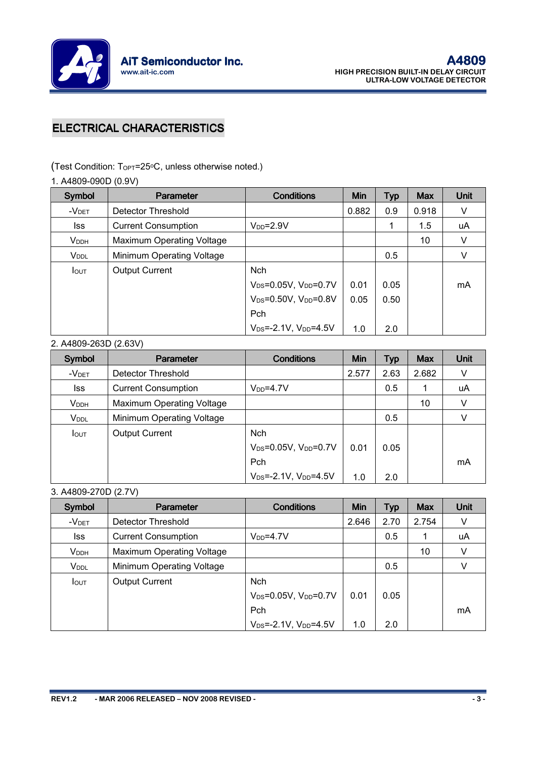## ELECTRICAL CHARACTERISTICS

(Test Condition: $T_{OPT}$=25°C, unless otherwise noted.)

1. A4809-090D (0.9V)

| Symbol | Parameter | Conditions | Min | Typ | Max | Unit |
|---|---|---|---|---|---|---|
| $-V_{DET}$ | Detector Threshold | | 0.882 | 0.9 | 0.918 | V |
| Iss | Current Consumption | $V_{DD}$=2.9V | | 1 | 1.5 | uA |
| $V_{DDH}$ | Maximum Operating Voltage | | | | 10 | V |
| $V_{DDL}$ | Minimum Operating Voltage | | | 0.5 | | V |
| $I_{OUT}$ | Output Current | Nch<br>$V_{DS}$=0.05V, $V_{DD}$=0.7V<br>$V_{DS}$=0.50V, $V_{DD}$=0.8V<br>Pch<br>$V_{DS}$=-2.1V, $V_{DD}$=4.5V | <br>0.01<br>0.05<br><br>1.0 | <br>0.05<br>0.50<br><br>2.0 | | mA |

2. A4809-263D (2.63V)

| Symbol | Parameter | Conditions | Min | Typ | Max | Unit |
|---|---|---|---|---|---|---|
| $-V_{DET}$ | Detector Threshold | | 2.577 | 2.63 | 2.682 | V |
| Iss | Current Consumption | $V_{DD}$=4.7V | | 0.5 | 1 | uA |
| $V_{DDH}$ | Maximum Operating Voltage | | | | 10 | V |
| $V_{DDL}$ | Minimum Operating Voltage | | | 0.5 | | V |
| $I_{OUT}$ | Output Current | Nch<br>$V_{DS}$=0.05V, $V_{DD}$=0.7V<br>Pch<br>$V_{DS}$=-2.1V, $V_{DD}$=4.5V | <br>0.01<br><br>1.0 | <br>0.05<br><br>2.0 | | mA |

3. A4809-270D (2.7V)

| Symbol | Parameter | Conditions | Min | Typ | Max | Unit |
|---|---|---|---|---|---|---|
| $-V_{DET}$ | Detector Threshold | | 2.646 | 2.70 | 2.754 | V |
| Iss | Current Consumption | $V_{DD}$=4.7V | | 0.5 | 1 | uA |
| $V_{DDH}$ | Maximum Operating Voltage | | | | 10 | V |
| $V_{DDL}$ | Minimum Operating Voltage | | | 0.5 | | V |
| $I_{OUT}$ | Output Current | Nch<br>$V_{DS}$=0.05V, $V_{DD}$=0.7V<br>Pch<br>$V_{DS}$=-2.1V, $V_{DD}$=4.5V | <br>0.01<br><br>1.0 | <br>0.05<br><br>2.0 | | mA |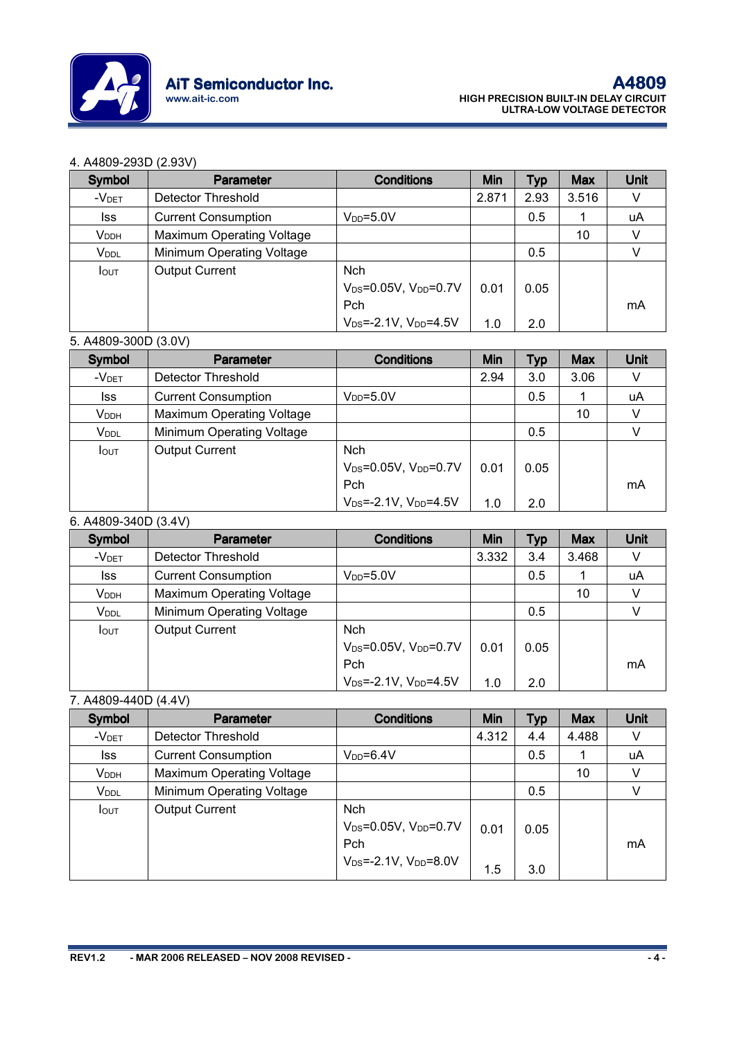4. A4809-293D (2.93V)

| Symbol | Parameter | Conditions | Min | Typ | Max | Unit |
|---|---|---|---|---|---|---|
| $-V_{DET}$ | Detector Threshold | | 2.871 | 2.93 | 3.516 | V |
| Iss | Current Consumption | $V_{DD}$=5.0V | | 0.5 | 1 | uA |
| $V_{DDH}$ | Maximum Operating Voltage | | | | 10 | V |
| $V_{DDL}$ | Minimum Operating Voltage | | | 0.5 | | V |
| $I_{OUT}$ | Output Current | Nch $V_{DS}$=0.05V, $V_{DD}$=0.7V | 0.01 | 0.05 | | mA |
| | | Pch $V_{DS}$=-2.1V, $V_{DD}$=4.5V | 1.0 | 2.0 | | mA |

5. A4809-300D (3.0V)

| Symbol | Parameter | Conditions | Min | Typ | Max | Unit |
|---|---|---|---|---|---|---|
| $-V_{DET}$ | Detector Threshold | | 2.94 | 3.0 | 3.06 | V |
| Iss | Current Consumption | $V_{DD}$=5.0V | | 0.5 | 1 | uA |
| $V_{DDH}$ | Maximum Operating Voltage | | | | 10 | V |
| $V_{DDL}$ | Minimum Operating Voltage | | | 0.5 | | V |
| $I_{OUT}$ | Output Current | Nch $V_{DS}$=0.05V, $V_{DD}$=0.7V | 0.01 | 0.05 | | mA |
| | | Pch $V_{DS}$=-2.1V, $V_{DD}$=4.5V | 1.0 | 2.0 | | mA |

6. A4809-340D (3.4V)

| Symbol | Parameter | Conditions | Min | Typ | Max | Unit |
|---|---|---|---|---|---|---|
| $-V_{DET}$ | Detector Threshold | | 3.332 | 3.4 | 3.468 | V |
| Iss | Current Consumption | $V_{DD}$=5.0V | | 0.5 | 1 | uA |
| $V_{DDH}$ | Maximum Operating Voltage | | | | 10 | V |
| $V_{DDL}$ | Minimum Operating Voltage | | | 0.5 | | V |
| $I_{OUT}$ | Output Current | Nch $V_{DS}$=0.05V, $V_{DD}$=0.7V | 0.01 | 0.05 | | mA |
| | | Pch $V_{DS}$=-2.1V, $V_{DD}$=4.5V | 1.0 | 2.0 | | mA |

7. A4809-440D (4.4V)

| Symbol | Parameter | Conditions | Min | Typ | Max | Unit |
|---|---|---|---|---|---|---|
| $-V_{DET}$ | Detector Threshold | | 4.312 | 4.4 | 4.488 | V |
| Iss | Current Consumption | $V_{DD}$=6.4V | | 0.5 | 1 | uA |
| $V_{DDH}$ | Maximum Operating Voltage | | | | 10 | V |
| $V_{DDL}$ | Minimum Operating Voltage | | | 0.5 | | V |
| $I_{OUT}$ | Output Current | Nch $V_{DS}$=0.05V, $V_{DD}$=0.7V | 0.01 | 0.05 | | mA |
| | | Pch $V_{DS}$=-2.1V, $V_{DD}$=8.0V | 1.5 | 3.0 | | mA |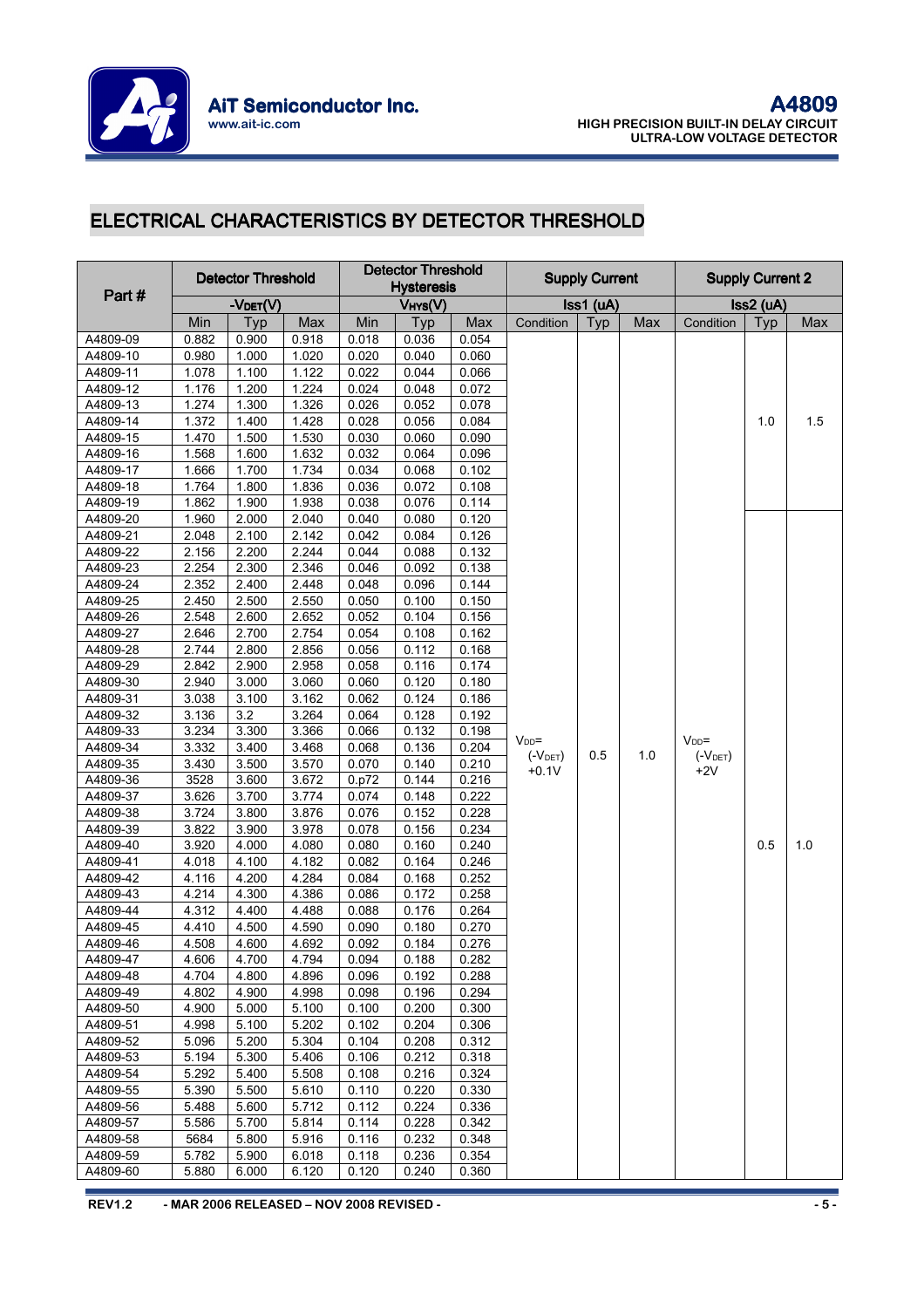## ELECTRICAL CHARACTERISTICS BY DETECTOR THRESHOLD

| Part # | Detector Threshold $-V_{DET}$(V) | | | Detector Threshold Hysteresis $V_{HYS}$(V) | | | Supply Current Iss1 (uA) | | | Supply Current 2 Iss2 (uA) | | |
|---|---|---|---|---|---|---|---|---|---|---|---|---|
| | Min | Typ | Max | Min | Typ | Max | Condition | Typ | Max | Condition | Typ | Max |
| A4809-09 | 0.882 | 0.900 | 0.918 | 0.018 | 0.036 | 0.054 | $V_{DD}$= ($-V_{DET}$) +0.1V | 0.5 | 1.0 | $V_{DD}$= ($-V_{DET}$) +2V | 1.0 | 1.5 |
| A4809-10 | 0.980 | 1.000 | 1.020 | 0.020 | 0.040 | 0.060 | | | | | | |
| A4809-11 | 1.078 | 1.100 | 1.122 | 0.022 | 0.044 | 0.066 | | | | | | |
| A4809-12 | 1.176 | 1.200 | 1.224 | 0.024 | 0.048 | 0.072 | | | | | | |
| A4809-13 | 1.274 | 1.300 | 1.326 | 0.026 | 0.052 | 0.078 | | | | | | |
| A4809-14 | 1.372 | 1.400 | 1.428 | 0.028 | 0.056 | 0.084 | | | | | | |
| A4809-15 | 1.470 | 1.500 | 1.530 | 0.030 | 0.060 | 0.090 | | | | | | |
| A4809-16 | 1.568 | 1.600 | 1.632 | 0.032 | 0.064 | 0.096 | | | | | | |
| A4809-17 | 1.666 | 1.700 | 1.734 | 0.034 | 0.068 | 0.102 | | | | | | |
| A4809-18 | 1.764 | 1.800 | 1.836 | 0.036 | 0.072 | 0.108 | | | | | | |
| A4809-19 | 1.862 | 1.900 | 1.938 | 0.038 | 0.076 | 0.114 | | | | | | |
| A4809-20 | 1.960 | 2.000 | 2.040 | 0.040 | 0.080 | 0.120 | | | | | 0.5 | 1.0 |
| A4809-21 | 2.048 | 2.100 | 2.142 | 0.042 | 0.084 | 0.126 | | | | | | |
| A4809-22 | 2.156 | 2.200 | 2.244 | 0.044 | 0.088 | 0.132 | | | | | | |
| A4809-23 | 2.254 | 2.300 | 2.346 | 0.046 | 0.092 | 0.138 | | | | | | |
| A4809-24 | 2.352 | 2.400 | 2.448 | 0.048 | 0.096 | 0.144 | | | | | | |
| A4809-25 | 2.450 | 2.500 | 2.550 | 0.050 | 0.100 | 0.150 | | | | | | |
| A4809-26 | 2.548 | 2.600 | 2.652 | 0.052 | 0.104 | 0.156 | | | | | | |
| A4809-27 | 2.646 | 2.700 | 2.754 | 0.054 | 0.108 | 0.162 | | | | | | |
| A4809-28 | 2.744 | 2.800 | 2.856 | 0.056 | 0.112 | 0.168 | | | | | | |
| A4809-29 | 2.842 | 2.900 | 2.958 | 0.058 | 0.116 | 0.174 | | | | | | |
| A4809-30 | 2.940 | 3.000 | 3.060 | 0.060 | 0.120 | 0.180 | | | | | | |
| A4809-31 | 3.038 | 3.100 | 3.162 | 0.062 | 0.124 | 0.186 | | | | | | |
| A4809-32 | 3.136 | 3.2 | 3.264 | 0.064 | 0.128 | 0.192 | | | | | | |
| A4809-33 | 3.234 | 3.300 | 3.366 | 0.066 | 0.132 | 0.198 | | | | | | |
| A4809-34 | 3.332 | 3.400 | 3.468 | 0.068 | 0.136 | 0.204 | | | | | | |
| A4809-35 | 3.430 | 3.500 | 3.570 | 0.070 | 0.140 | 0.210 | | | | | | |
| A4809-36 | 3528 | 3.600 | 3.672 | 0.p72 | 0.144 | 0.216 | | | | | | |
| A4809-37 | 3.626 | 3.700 | 3.774 | 0.074 | 0.148 | 0.222 | | | | | | |
| A4809-38 | 3.724 | 3.800 | 3.876 | 0.076 | 0.152 | 0.228 | | | | | | |
| A4809-39 | 3.822 | 3.900 | 3.978 | 0.078 | 0.156 | 0.234 | | | | | | |
| A4809-40 | 3.920 | 4.000 | 4.080 | 0.080 | 0.160 | 0.240 | | | | | | |
| A4809-41 | 4.018 | 4.100 | 4.182 | 0.082 | 0.164 | 0.246 | | | | | | |
| A4809-42 | 4.116 | 4.200 | 4.284 | 0.084 | 0.168 | 0.252 | | | | | | |
| A4809-43 | 4.214 | 4.300 | 4.386 | 0.086 | 0.172 | 0.258 | | | | | | |
| A4809-44 | 4.312 | 4.400 | 4.488 | 0.088 | 0.176 | 0.264 | | | | | | |
| A4809-45 | 4.410 | 4.500 | 4.590 | 0.090 | 0.180 | 0.270 | | | | | | |
| A4809-46 | 4.508 | 4.600 | 4.692 | 0.092 | 0.184 | 0.276 | | | | | | |
| A4809-47 | 4.606 | 4.700 | 4.794 | 0.094 | 0.188 | 0.282 | | | | | | |
| A4809-48 | 4.704 | 4.800 | 4.896 | 0.096 | 0.192 | 0.288 | | | | | | |
| A4809-49 | 4.802 | 4.900 | 4.998 | 0.098 | 0.196 | 0.294 | | | | | | |
| A4809-50 | 4.900 | 5.000 | 5.100 | 0.100 | 0.200 | 0.300 | | | | | | |
| A4809-51 | 4.998 | 5.100 | 5.202 | 0.102 | 0.204 | 0.306 | | | | | | |
| A4809-52 | 5.096 | 5.200 | 5.304 | 0.104 | 0.208 | 0.312 | | | | | | |
| A4809-53 | 5.194 | 5.300 | 5.406 | 0.106 | 0.212 | 0.318 | | | | | | |
| A4809-54 | 5.292 | 5.400 | 5.508 | 0.108 | 0.216 | 0.324 | | | | | | |
| A4809-55 | 5.390 | 5.500 | 5.610 | 0.110 | 0.220 | 0.330 | | | | | | |
| A4809-56 | 5.488 | 5.600 | 5.712 | 0.112 | 0.224 | 0.336 | | | | | | |
| A4809-57 | 5.586 | 5.700 | 5.814 | 0.114 | 0.228 | 0.342 | | | | | | |
| A4809-58 | 5684 | 5.800 | 5.916 | 0.116 | 0.232 | 0.348 | | | | | | |
| A4809-59 | 5.782 | 5.900 | 6.018 | 0.118 | 0.236 | 0.354 | | | | | | |
| A4809-60 | 5.880 | 6.000 | 6.120 | 0.120 | 0.240 | 0.360 | | | | | | |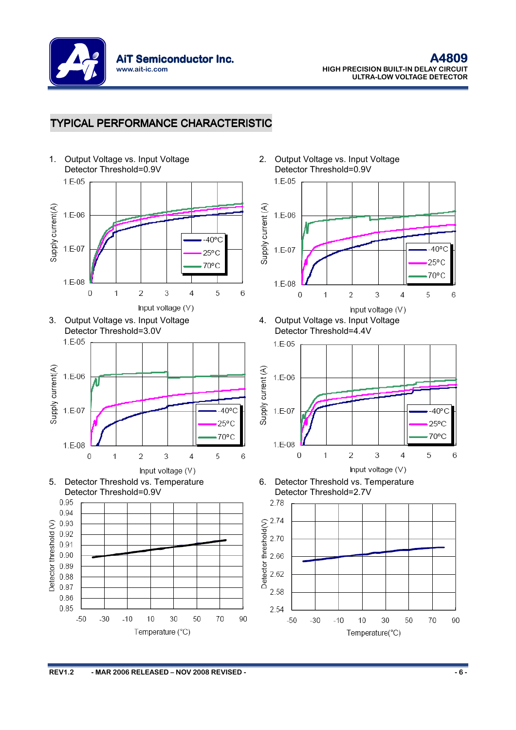## TYPICAL PERFORMANCE CHARACTERISTIC

1. Output Voltage vs. Input Voltage
   Detector Threshold=0.9V

2. Output Voltage vs. Input Voltage
   Detector Threshold=0.9V

3. Output Voltage vs. Input Voltage
   Detector Threshold=3.0V

4. Output Voltage vs. Input Voltage
   Detector Threshold=4.4V

5. Detector Threshold vs. Temperature
   Detector Threshold=0.9V

6. Detector Threshold vs. Temperature
   Detector Threshold=2.7V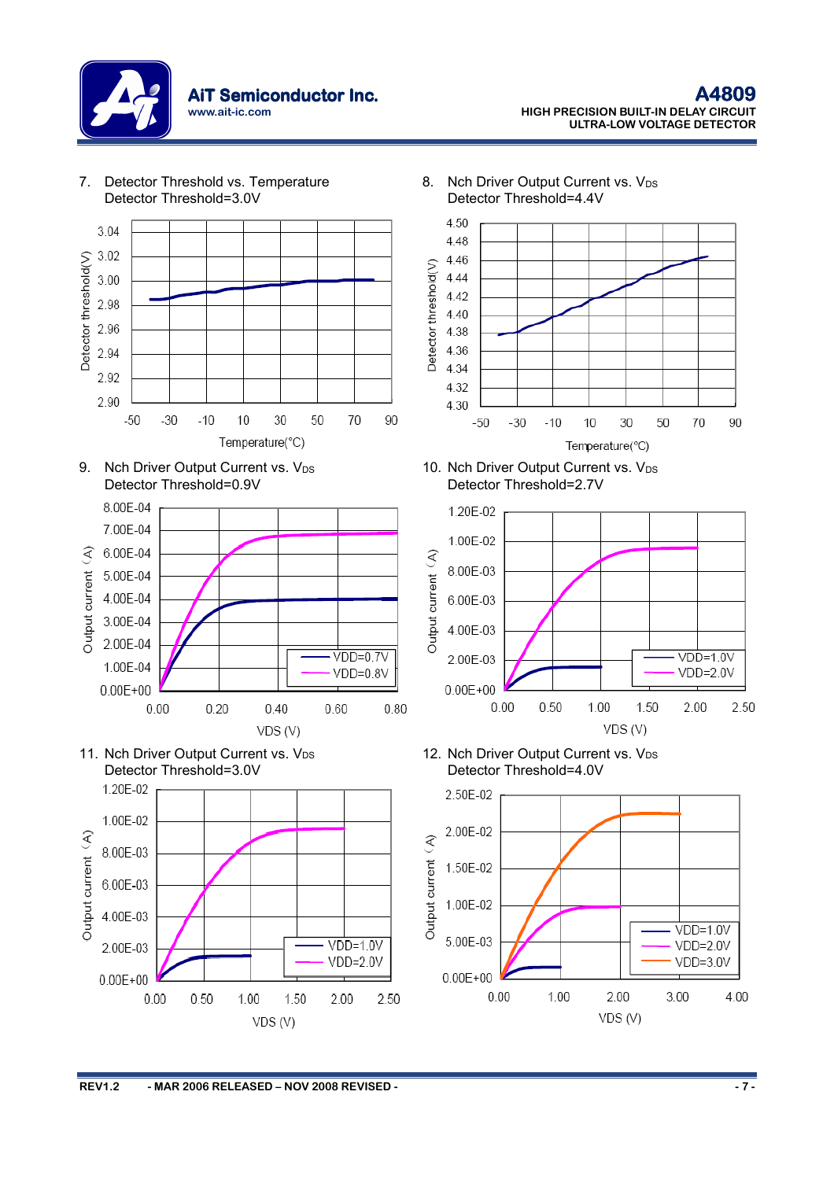7. Detector Threshold vs. Temperature
Detector Threshold=3.0V

8. Nch Driver Output Current vs. $V_{DS}$
Detector Threshold=4.4V

9. Nch Driver Output Current vs. $V_{DS}$
Detector Threshold=0.9V

10. Nch Driver Output Current vs. $V_{DS}$
Detector Threshold=2.7V

11. Nch Driver Output Current vs. $V_{DS}$
Detector Threshold=3.0V

12. Nch Driver Output Current vs. $V_{DS}$
Detector Threshold=4.0V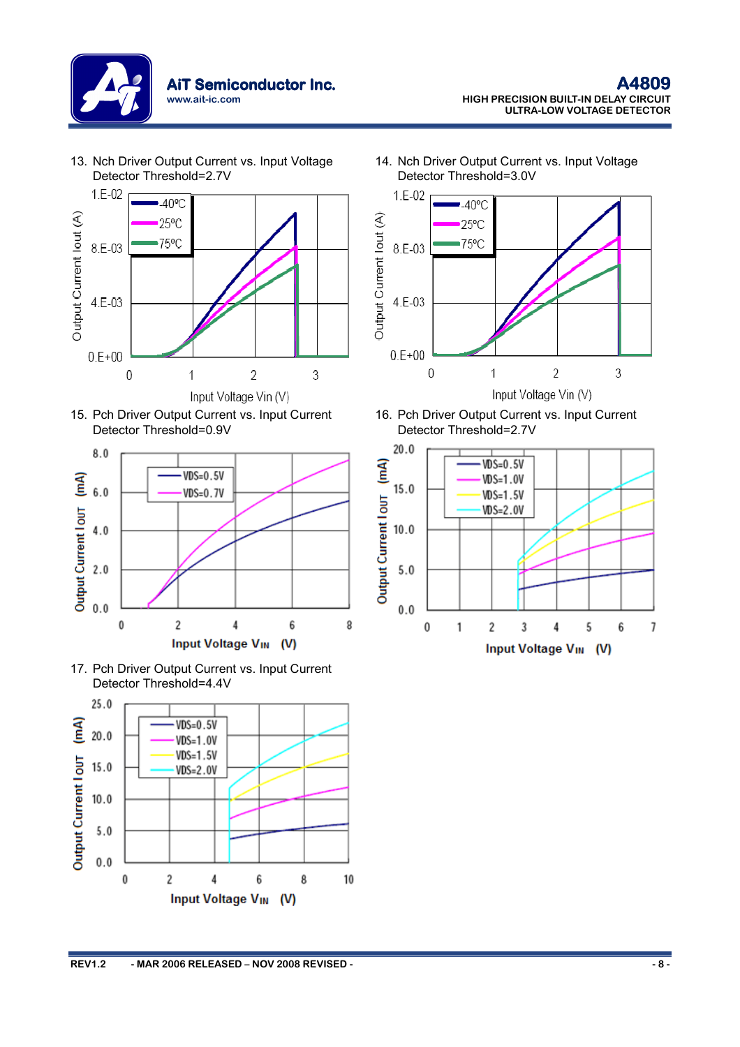13. Nch Driver Output Current vs. Input Voltage
    Detector Threshold=2.7V

Output Current Iout (A)

1.E-02
8.E-03
4.E-03
0.E+00

-40ºC
25ºC
75ºC

0 1 2 3

Input Voltage Vin (V)

14. Nch Driver Output Current vs. Input Voltage
    Detector Threshold=3.0V

Output Current Iout (A)

1.E-02
8.E-03
4.E-03
0.E+00

-40ºC
25ºC
75ºC

0 1 2 3

Input Voltage Vin (V)

15. Pch Driver Output Current vs. Input Current
    Detector Threshold=0.9V

Output Current I OUT (mA)

8.0
6.0
4.0
2.0
0.0

VDS=0.5V
VDS=0.7V

0 2 4 6 8

Input Voltage $V_{IN}$ (V)

16. Pch Driver Output Current vs. Input Current
    Detector Threshold=2.7V

Output Current I OUT (mA)

20.0
15.0
10.0
5.0
0.0

VDS=0.5V
VDS=1.0V
VDS=1.5V
VDS=2.0V

0 1 2 3 4 5 6 7

Input Voltage $V_{IN}$ (V)

17. Pch Driver Output Current vs. Input Current
    Detector Threshold=4.4V

Output Current I OUT (mA)

25.0
20.0
15.0
10.0
5.0
0.0

VDS=0.5V
VDS=1.0V
VDS=1.5V
VDS=2.0V

0 2 4 6 8 10

Input Voltage $V_{IN}$ (V)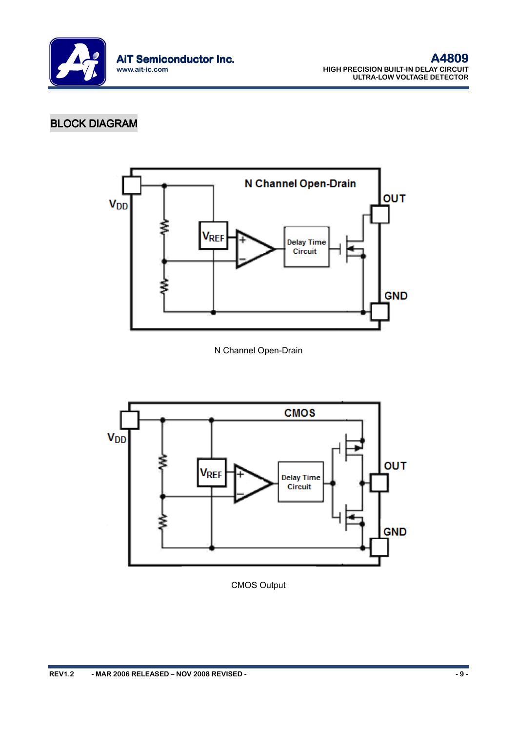## BLOCK DIAGRAM

N Channel Open-Drain

CMOS Output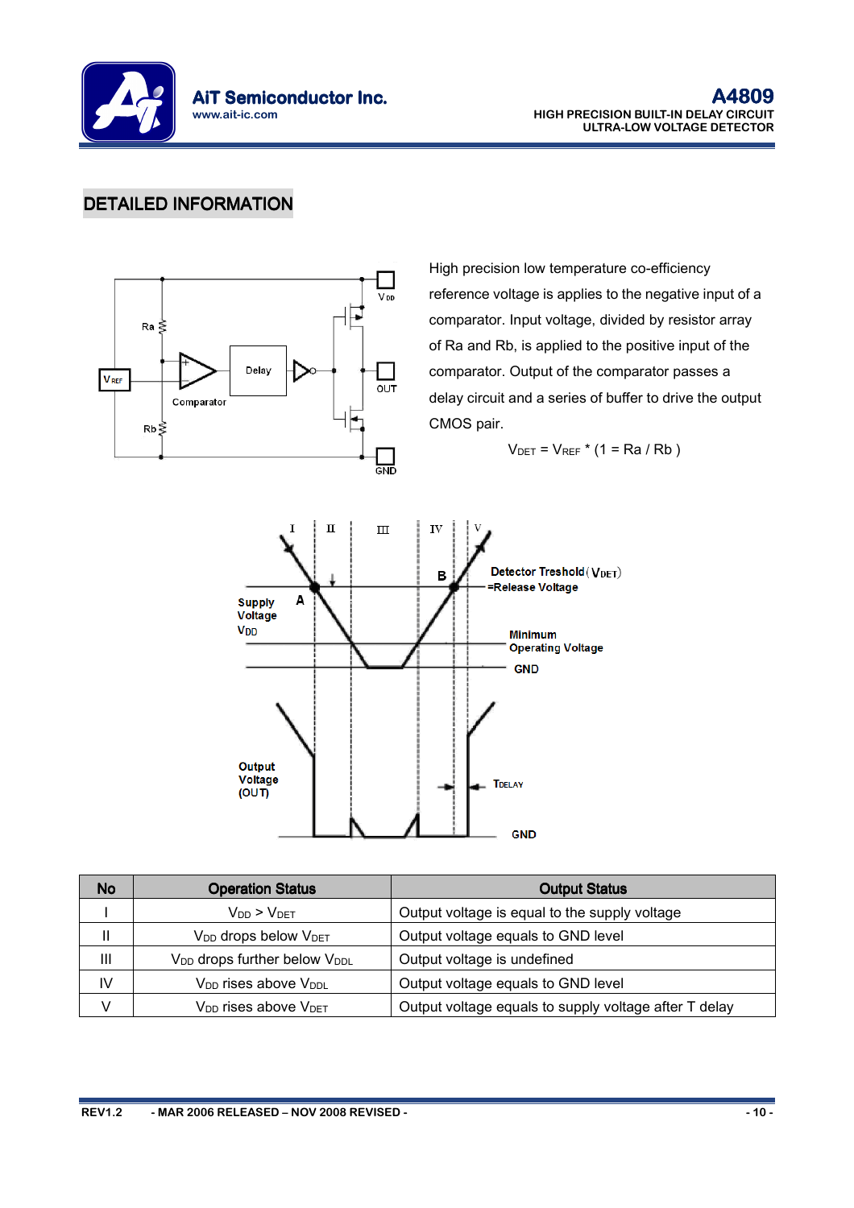## DETAILED INFORMATION

High precision low temperature co-efficiency reference voltage is applies to the negative input of a comparator. Input voltage, divided by resistor array of Ra and Rb, is applied to the positive input of the comparator. Output of the comparator passes a delay circuit and a series of buffer to drive the output CMOS pair.

$$V_{DET} = V_{REF} * (1 = Ra / Rb)$$

| No | Operation Status | Output Status |
| --- | --- | --- |
| I | $V_{DD} > V_{DET}$ | Output voltage is equal to the supply voltage |
| II | $V_{DD}$ drops below $V_{DET}$ | Output voltage equals to GND level |
| III | $V_{DD}$ drops further below $V_{DDL}$ | Output voltage is undefined |
| IV | $V_{DD}$ rises above $V_{DDL}$ | Output voltage equals to GND level |
| V | $V_{DD}$ rises above $V_{DET}$ | Output voltage equals to supply voltage after T delay |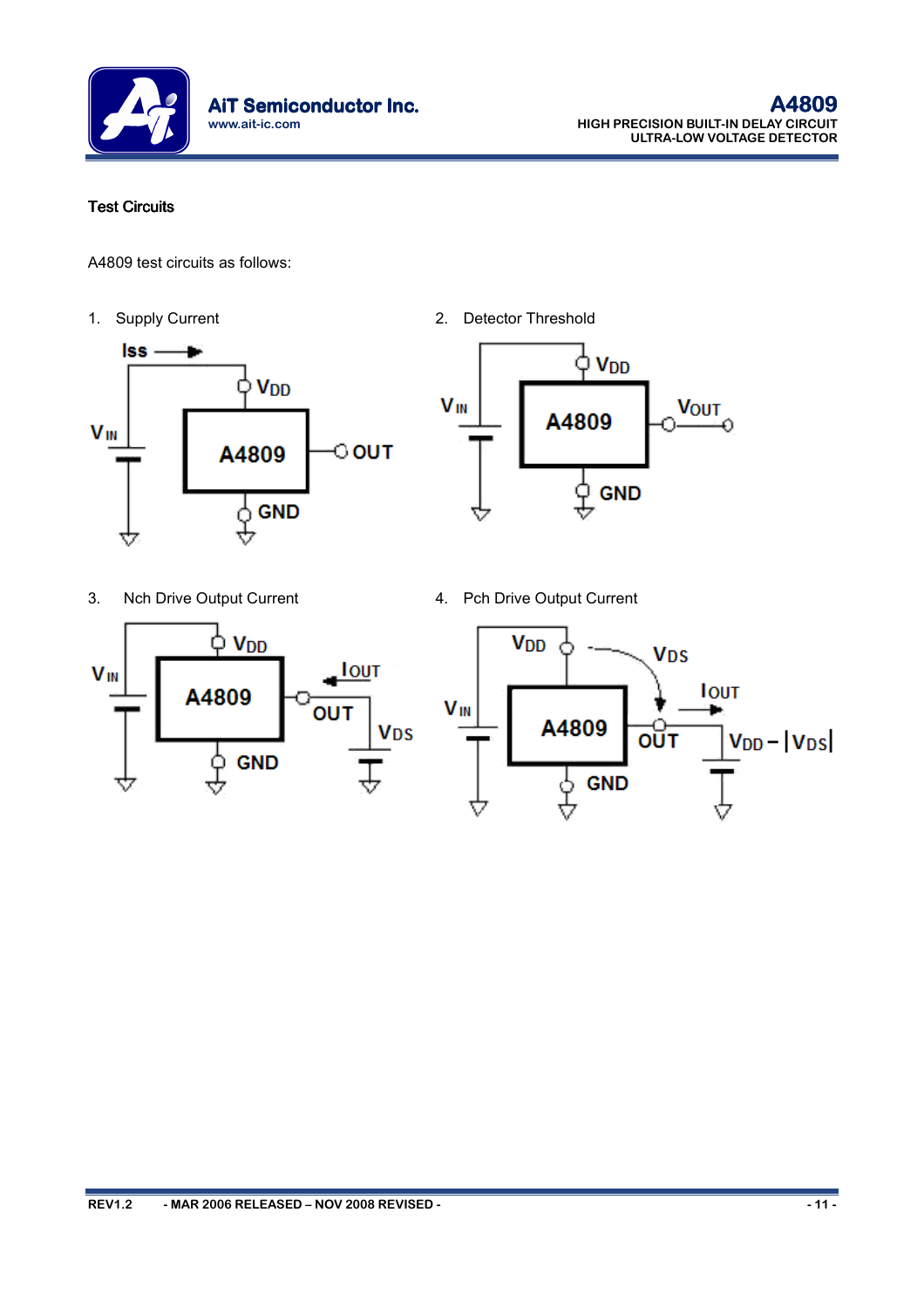## Test Circuits

A4809 test circuits as follows:

1. Supply Current

2. Detector Threshold

3. Nch Drive Output Current

4. Pch Drive Output Current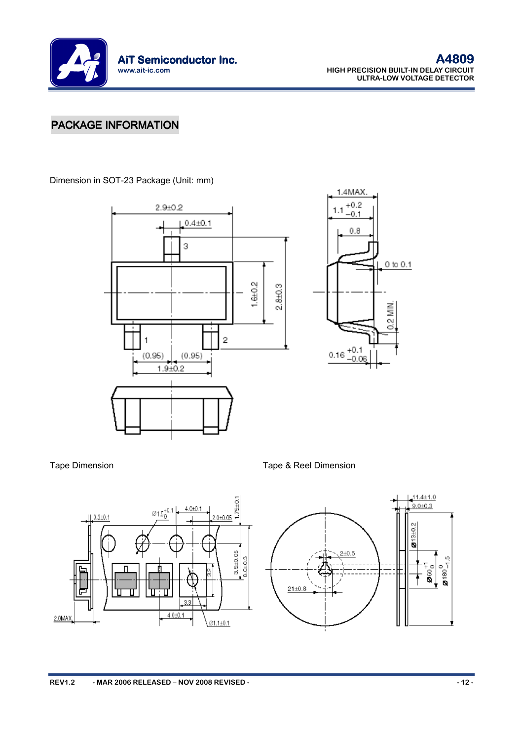## PACKAGE INFORMATION

Dimension in SOT-23 Package (Unit: mm)

Tape Dimension

Tape & Reel Dimension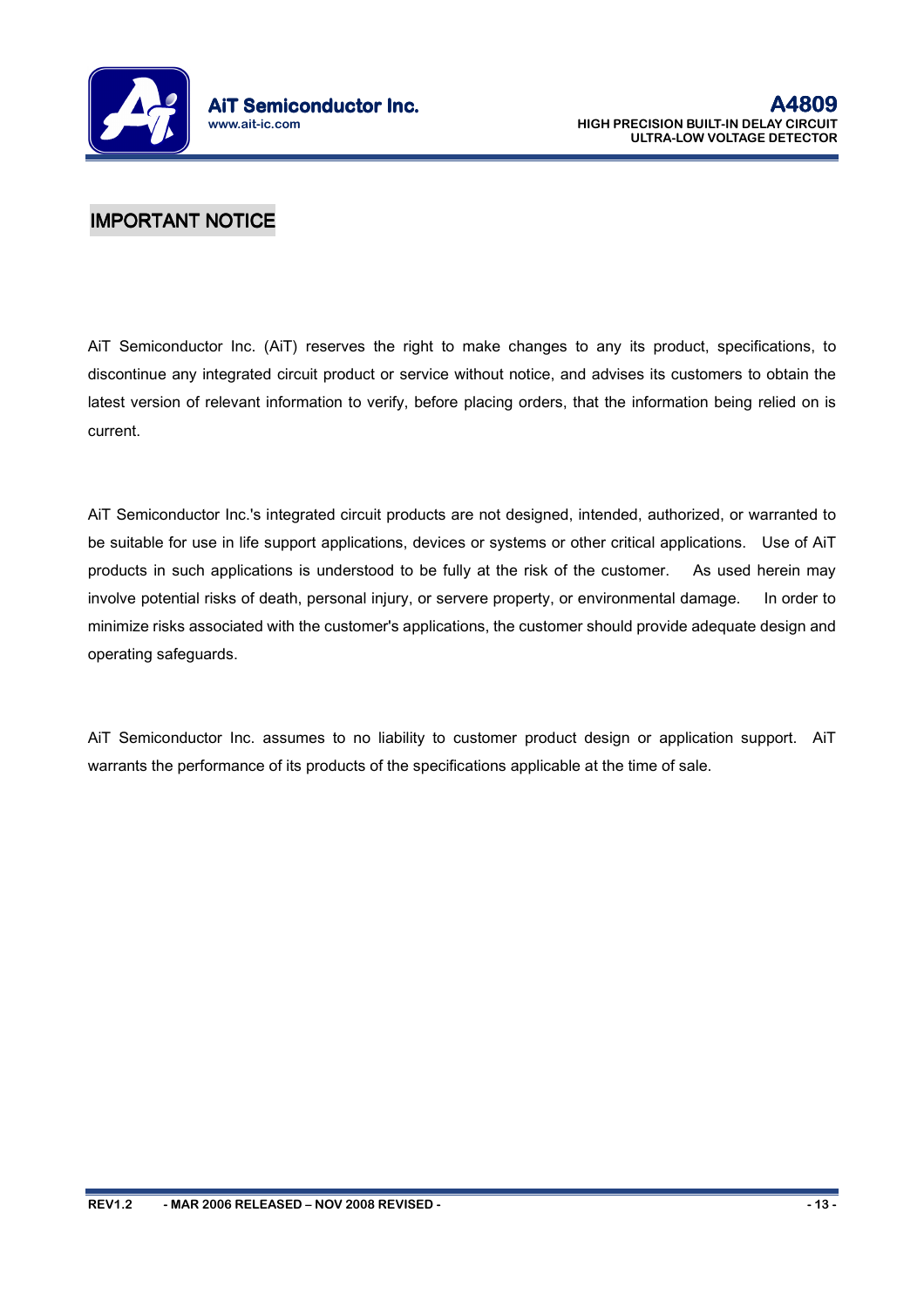## IMPORTANT NOTICE

AiT Semiconductor Inc. (AiT) reserves the right to make changes to any its product, specifications, to discontinue any integrated circuit product or service without notice, and advises its customers to obtain the latest version of relevant information to verify, before placing orders, that the information being relied on is current.

AiT Semiconductor Inc.'s integrated circuit products are not designed, intended, authorized, or warranted to be suitable for use in life support applications, devices or systems or other critical applications. Use of AiT products in such applications is understood to be fully at the risk of the customer. As used herein may involve potential risks of death, personal injury, or servere property, or environmental damage. In order to minimize risks associated with the customer's applications, the customer should provide adequate design and operating safeguards.

AiT Semiconductor Inc. assumes to no liability to customer product design or application support. AiT warrants the performance of its products of the specifications applicable at the time of sale.